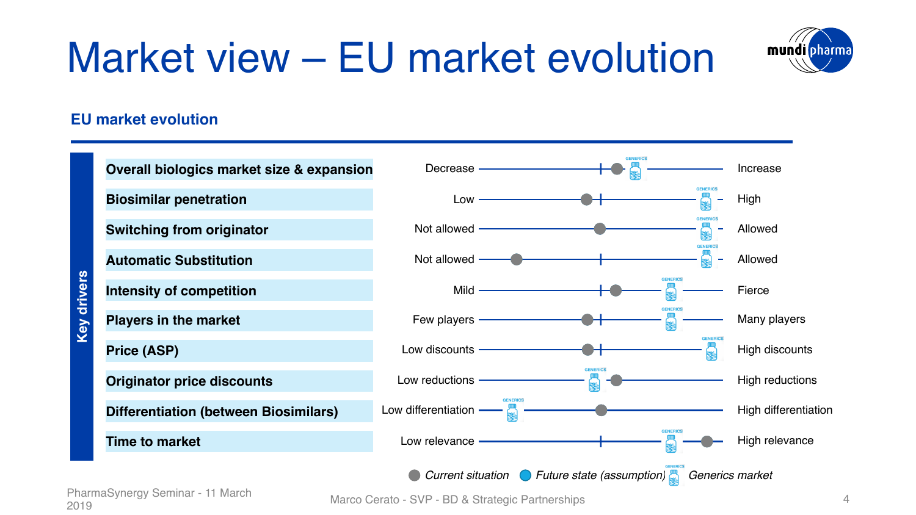# Market view – EU market evolution

## EU market evolution

**Key drivers**

| Key driver | Low end | High end |
|---|---|---|
| **Overall biologics market size & expansion** | Decrease | Increase |
| **Biosimilar penetration** | Low | High |
| **Switching from originator** | Not allowed | Allowed |
| **Automatic Substitution** | Not allowed | Allowed |
| **Intensity of competition** | Mild | Fierce |
| **Players in the market** | Few players | Many players |
| **Price (ASP)** | Low discounts | High discounts |
| **Originator price discounts** | Low reductions | High reductions |
| **Differentiation (between Biosimilars)** | Low differentiation | High differentiation |
| **Time to market** | Low relevance | High relevance |

*Current situation* *Future state (assumption)* *Generics market*

PharmaSynergy Seminar - 11 March 2019

Marco Cerato - SVP - BD & Strategic Partnerships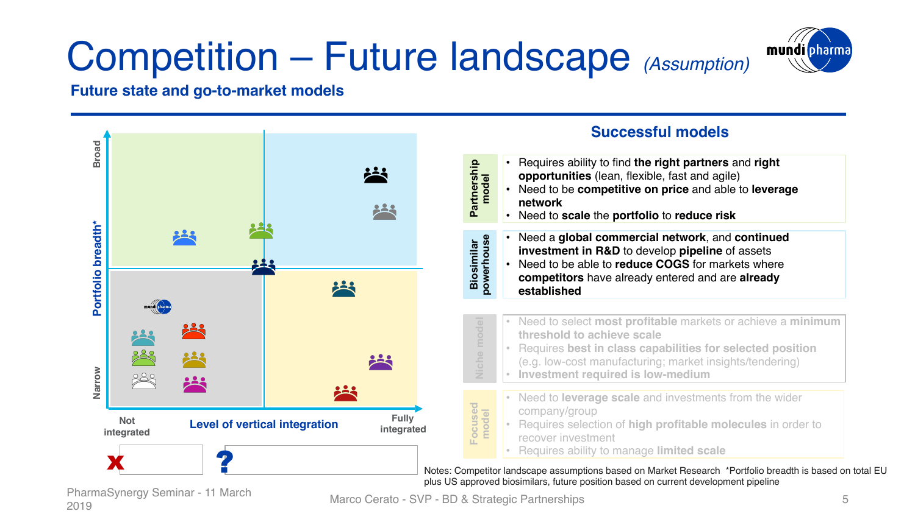# Competition – Future landscape *(Assumption)*

## Future state and go-to-market models

Portfolio breadth* (Narrow → Broad)

Level of vertical integration (Not integrated → Fully integrated)

x

?

### Successful models

| Model | Description |
|---|---|
| Partnership model | • Requires ability to find **the right partners** and **right opportunities** (lean, flexible, fast and agile)<br>• Need to be **competitive on price** and able to **leverage network**<br>• Need to **scale** the **portfolio** to **reduce risk** |
| Biosimilar powerhouse | • Need a **global commercial network**, and **continued investment in R&D** to develop **pipeline** of assets<br>• Need to be able to **reduce COGS** for markets where **competitors** have already entered and are **already established** |
| Niche model | • Need to select **most profitable** markets or achieve a **minimum threshold to achieve scale**<br>• Requires **best in class capabilities for selected position** (e.g. low-cost manufacturing; market insights/tendering)<br>• **Investment required is low-medium** |
| Focused model | • Need to **leverage scale** and investments from the wider company/group<br>• Requires selection of **high profitable molecules** in order to recover investment<br>• Requires ability to manage **limited scale** |

Notes: Competitor landscape assumptions based on Market Research *Portfolio breadth is based on total EU plus US approved biosimilars, future position based on current development pipeline

PharmaSynergy Seminar - 11 March 2019

Marco Cerato - SVP - BD & Strategic Partnerships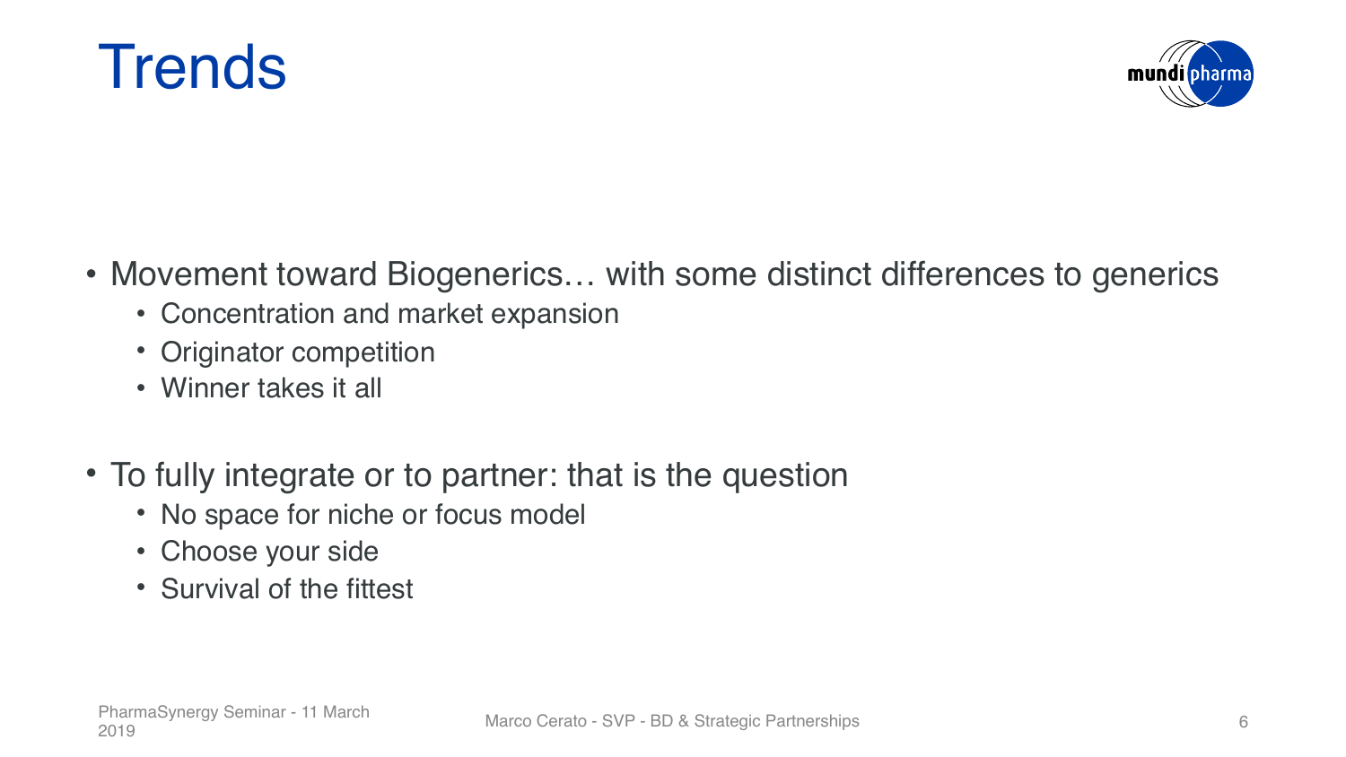# Trends

- Movement toward Biogenerics… with some distinct differences to generics
  - Concentration and market expansion
  - Originator competition
  - Winner takes it all
- To fully integrate or to partner: that is the question
  - No space for niche or focus model
  - Choose your side
  - Survival of the fittest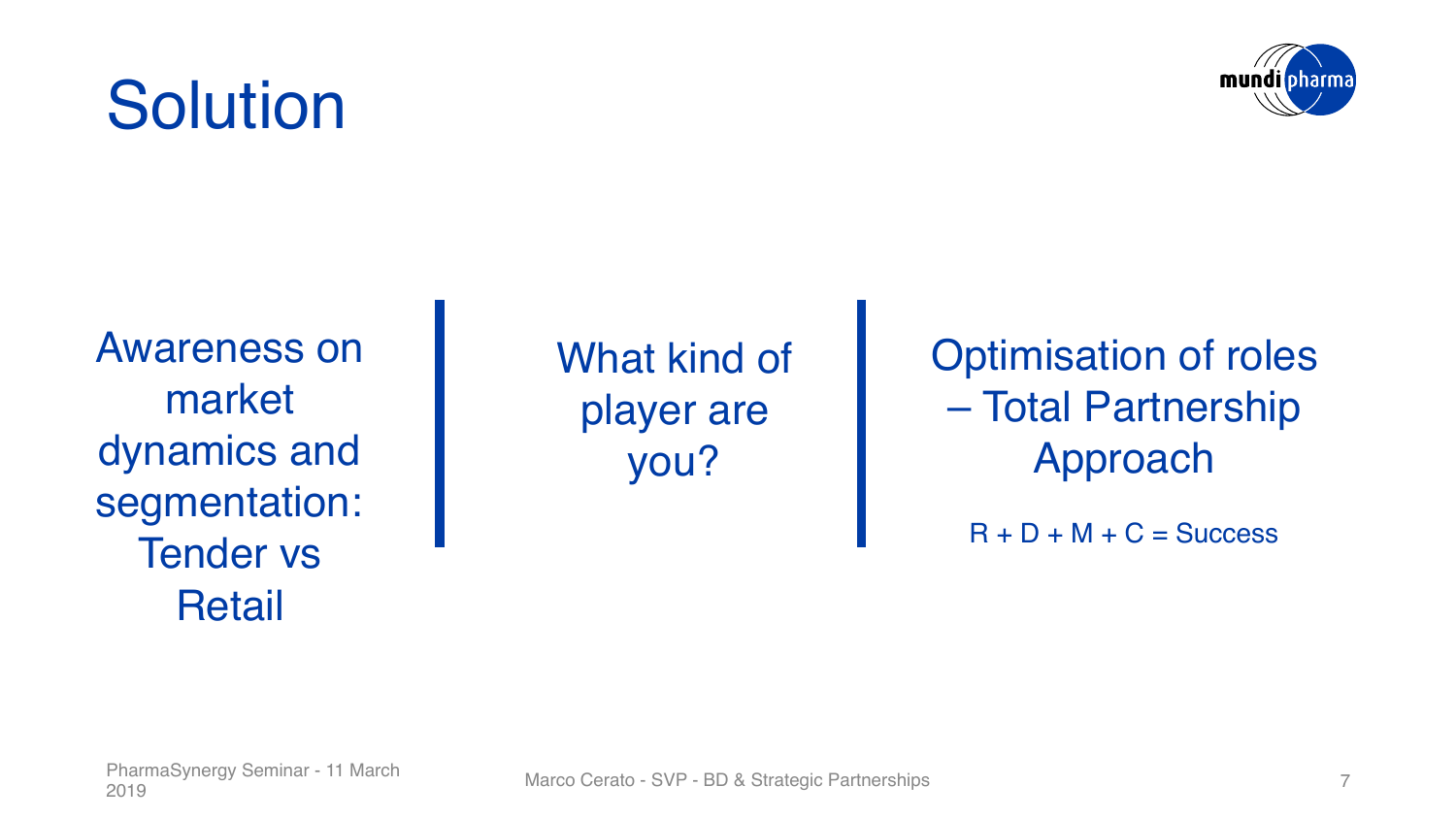# Solution

Awareness on market dynamics and segmentation: Tender vs Retail

What kind of player are you?

Optimisation of roles – Total Partnership Approach

R + D + M + C = Success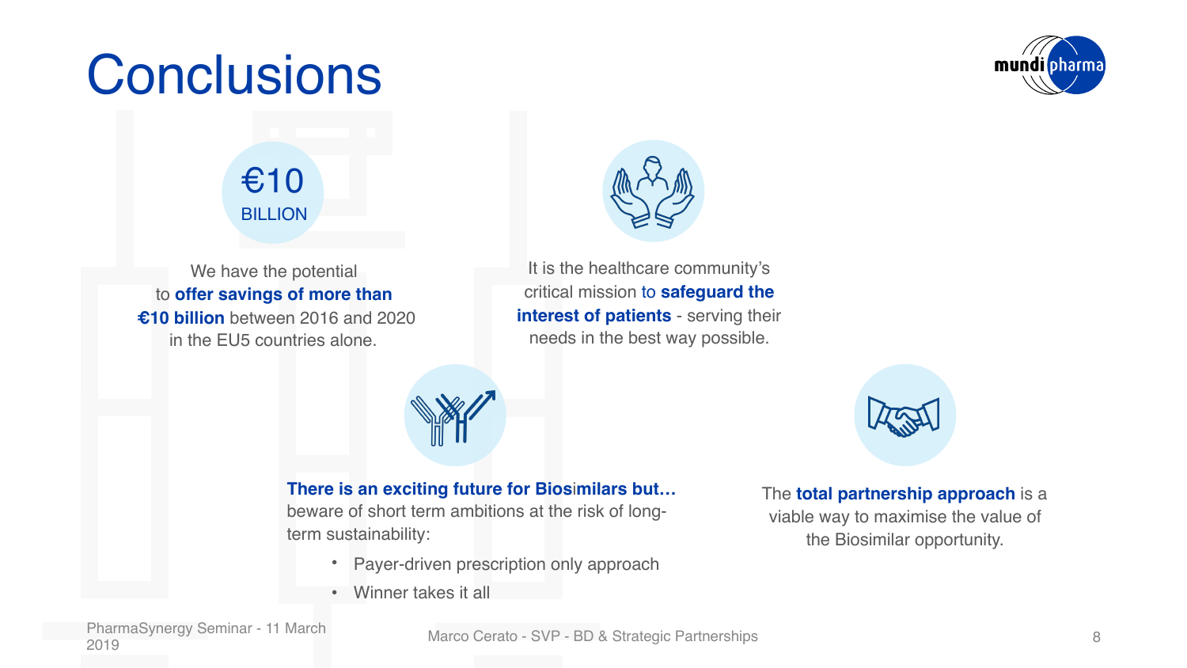# Conclusions

€10
BILLION

We have the potential to **offer savings of more than €10 billion** between 2016 and 2020 in the EU5 countries alone.

It is the healthcare community's critical mission to **safeguard the interest of patients** - serving their needs in the best way possible.

**There is an exciting future for Biosimilars but…**
beware of short term ambitions at the risk of long-term sustainability:

- Payer-driven prescription only approach
- Winner takes it all

The **total partnership approach** is a viable way to maximise the value of the Biosimilar opportunity.

PharmaSynergy Seminar - 11 March 2019

Marco Cerato - SVP - BD & Strategic Partnerships